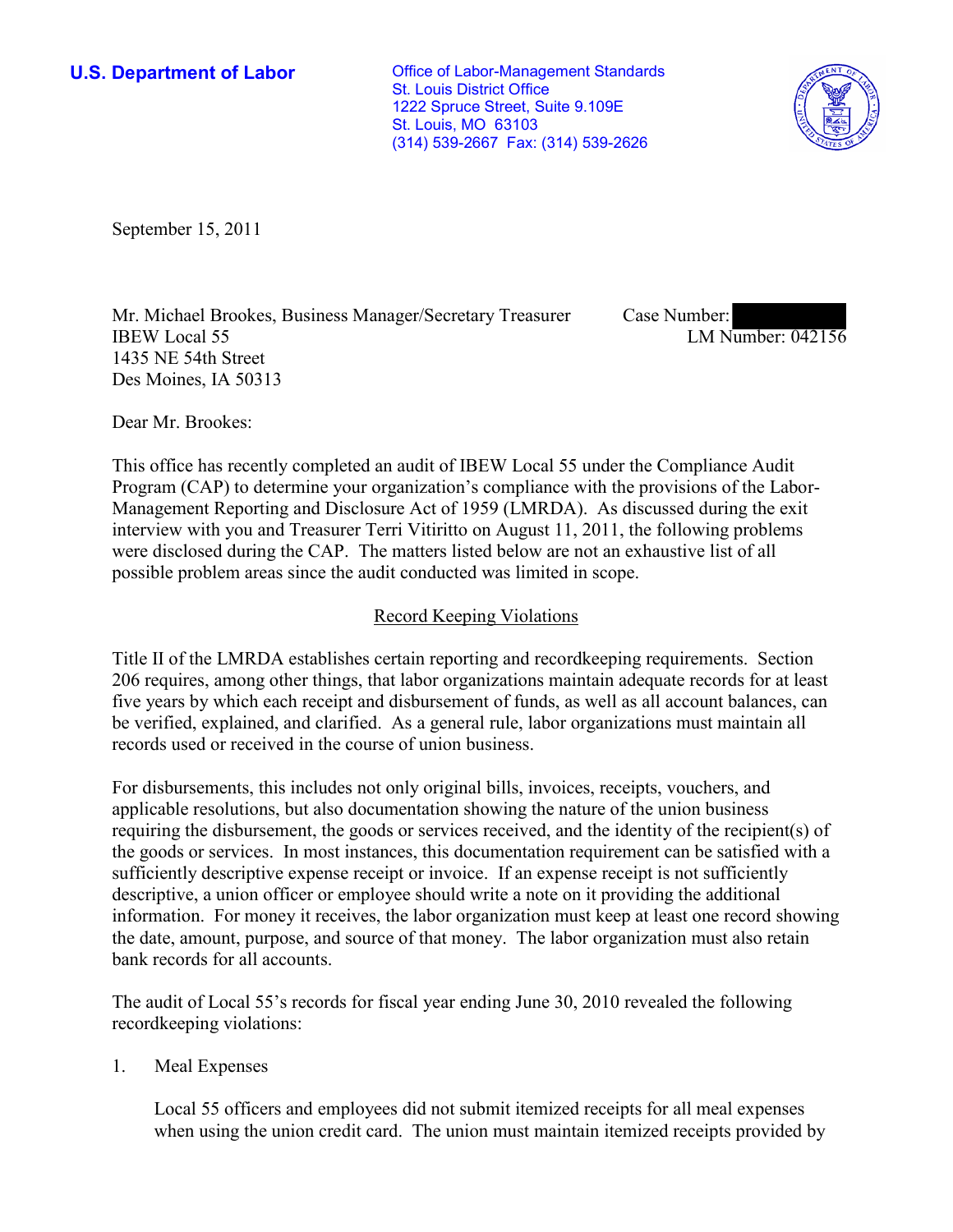**U.S. Department of Labor**

Office of Labor-Management Standards
St. Louis District Office
1222 Spruce Street, Suite 9.109E
St. Louis, MO 63103
(314) 539-2667 Fax: (314) 539-2626

September 15, 2011

Mr. Michael Brookes, Business Manager/Secretary Treasurer
IBEW Local 55
1435 NE 54th Street
Des Moines, IA 50313

Case Number: [redacted]
LM Number: 042156

Dear Mr. Brookes:

This office has recently completed an audit of IBEW Local 55 under the Compliance Audit Program (CAP) to determine your organization's compliance with the provisions of the Labor-Management Reporting and Disclosure Act of 1959 (LMRDA). As discussed during the exit interview with you and Treasurer Terri Vitiritto on August 11, 2011, the following problems were disclosed during the CAP. The matters listed below are not an exhaustive list of all possible problem areas since the audit conducted was limited in scope.

## Record Keeping Violations

Title II of the LMRDA establishes certain reporting and recordkeeping requirements. Section 206 requires, among other things, that labor organizations maintain adequate records for at least five years by which each receipt and disbursement of funds, as well as all account balances, can be verified, explained, and clarified. As a general rule, labor organizations must maintain all records used or received in the course of union business.

For disbursements, this includes not only original bills, invoices, receipts, vouchers, and applicable resolutions, but also documentation showing the nature of the union business requiring the disbursement, the goods or services received, and the identity of the recipient(s) of the goods or services. In most instances, this documentation requirement can be satisfied with a sufficiently descriptive expense receipt or invoice. If an expense receipt is not sufficiently descriptive, a union officer or employee should write a note on it providing the additional information. For money it receives, the labor organization must keep at least one record showing the date, amount, purpose, and source of that money. The labor organization must also retain bank records for all accounts.

The audit of Local 55's records for fiscal year ending June 30, 2010 revealed the following recordkeeping violations:

1. Meal Expenses

   Local 55 officers and employees did not submit itemized receipts for all meal expenses when using the union credit card. The union must maintain itemized receipts provided by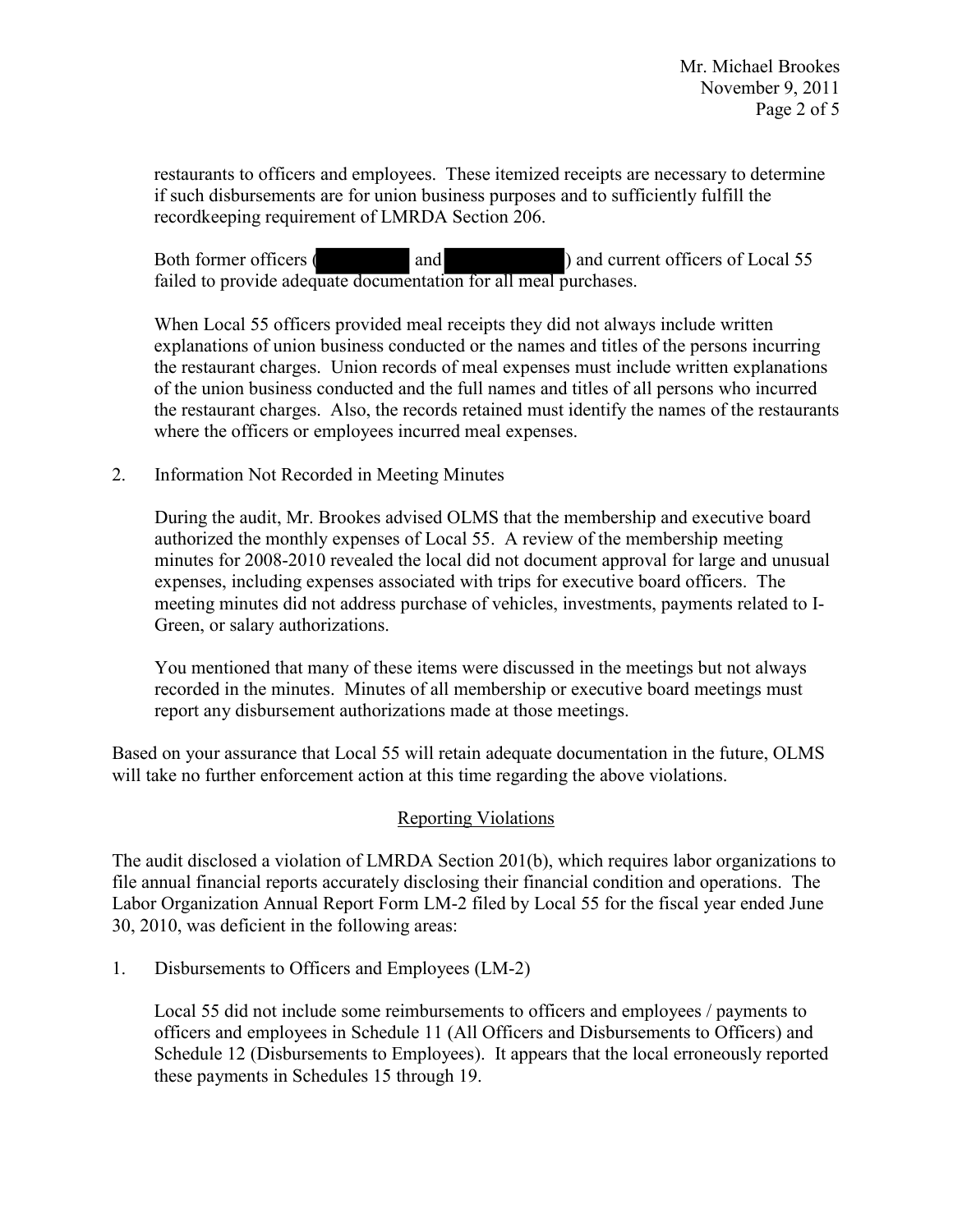restaurants to officers and employees. These itemized receipts are necessary to determine if such disbursements are for union business purposes and to sufficiently fulfill the recordkeeping requirement of LMRDA Section 206.

Both former officers ( and ) and current officers of Local 55 failed to provide adequate documentation for all meal purchases.

When Local 55 officers provided meal receipts they did not always include written explanations of union business conducted or the names and titles of the persons incurring the restaurant charges. Union records of meal expenses must include written explanations of the union business conducted and the full names and titles of all persons who incurred the restaurant charges. Also, the records retained must identify the names of the restaurants where the officers or employees incurred meal expenses.

2. Information Not Recorded in Meeting Minutes

   During the audit, Mr. Brookes advised OLMS that the membership and executive board authorized the monthly expenses of Local 55. A review of the membership meeting minutes for 2008-2010 revealed the local did not document approval for large and unusual expenses, including expenses associated with trips for executive board officers. The meeting minutes did not address purchase of vehicles, investments, payments related to I-Green, or salary authorizations.

   You mentioned that many of these items were discussed in the meetings but not always recorded in the minutes. Minutes of all membership or executive board meetings must report any disbursement authorizations made at those meetings.

Based on your assurance that Local 55 will retain adequate documentation in the future, OLMS will take no further enforcement action at this time regarding the above violations.

## Reporting Violations

The audit disclosed a violation of LMRDA Section 201(b), which requires labor organizations to file annual financial reports accurately disclosing their financial condition and operations. The Labor Organization Annual Report Form LM-2 filed by Local 55 for the fiscal year ended June 30, 2010, was deficient in the following areas:

1. Disbursements to Officers and Employees (LM-2)

   Local 55 did not include some reimbursements to officers and employees / payments to officers and employees in Schedule 11 (All Officers and Disbursements to Officers) and Schedule 12 (Disbursements to Employees). It appears that the local erroneously reported these payments in Schedules 15 through 19.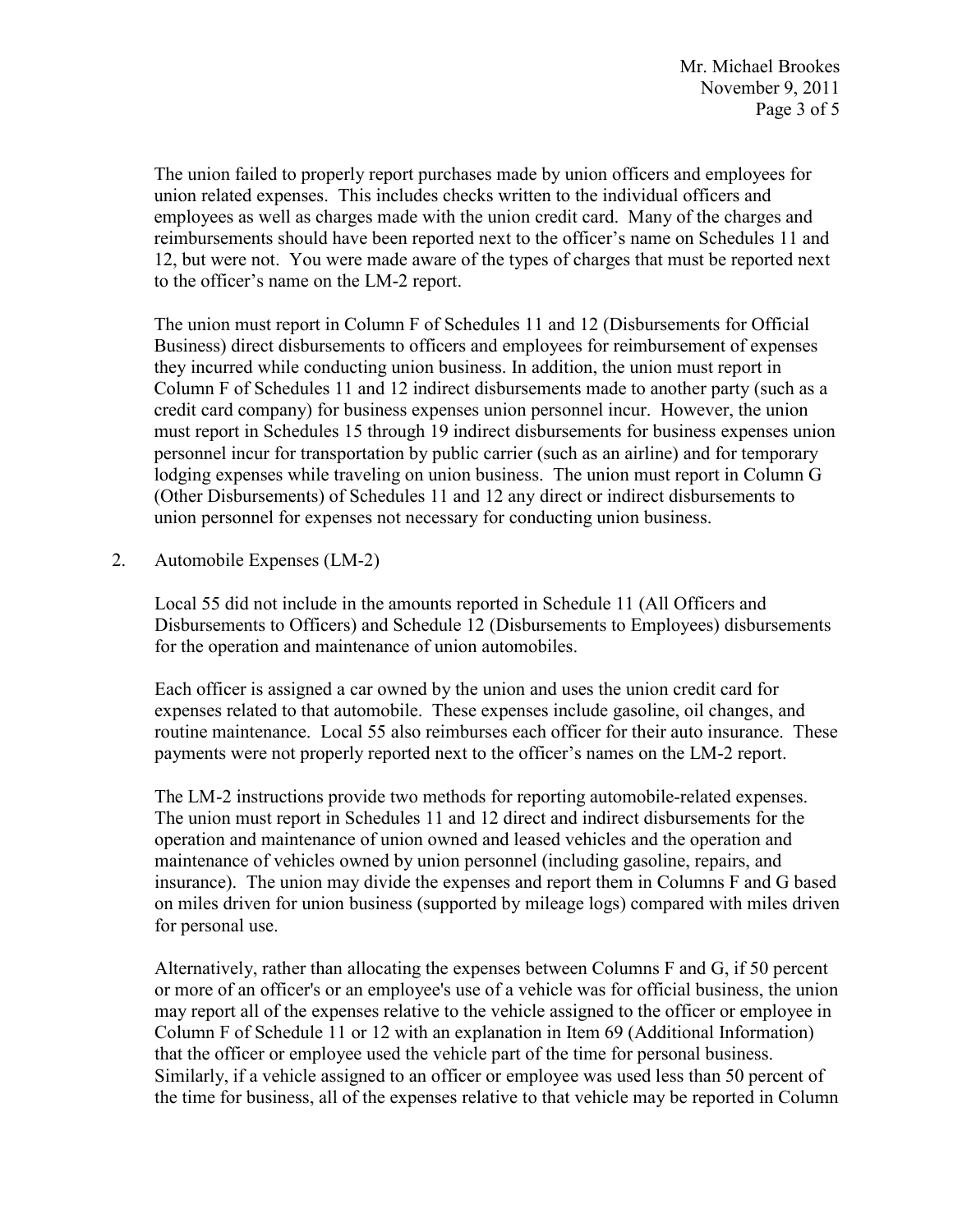The union failed to properly report purchases made by union officers and employees for union related expenses. This includes checks written to the individual officers and employees as well as charges made with the union credit card. Many of the charges and reimbursements should have been reported next to the officer's name on Schedules 11 and 12, but were not. You were made aware of the types of charges that must be reported next to the officer's name on the LM-2 report.

The union must report in Column F of Schedules 11 and 12 (Disbursements for Official Business) direct disbursements to officers and employees for reimbursement of expenses they incurred while conducting union business. In addition, the union must report in Column F of Schedules 11 and 12 indirect disbursements made to another party (such as a credit card company) for business expenses union personnel incur. However, the union must report in Schedules 15 through 19 indirect disbursements for business expenses union personnel incur for transportation by public carrier (such as an airline) and for temporary lodging expenses while traveling on union business. The union must report in Column G (Other Disbursements) of Schedules 11 and 12 any direct or indirect disbursements to union personnel for expenses not necessary for conducting union business.

2. Automobile Expenses (LM-2)

Local 55 did not include in the amounts reported in Schedule 11 (All Officers and Disbursements to Officers) and Schedule 12 (Disbursements to Employees) disbursements for the operation and maintenance of union automobiles.

Each officer is assigned a car owned by the union and uses the union credit card for expenses related to that automobile. These expenses include gasoline, oil changes, and routine maintenance. Local 55 also reimburses each officer for their auto insurance. These payments were not properly reported next to the officer's names on the LM-2 report.

The LM-2 instructions provide two methods for reporting automobile-related expenses. The union must report in Schedules 11 and 12 direct and indirect disbursements for the operation and maintenance of union owned and leased vehicles and the operation and maintenance of vehicles owned by union personnel (including gasoline, repairs, and insurance). The union may divide the expenses and report them in Columns F and G based on miles driven for union business (supported by mileage logs) compared with miles driven for personal use.

Alternatively, rather than allocating the expenses between Columns F and G, if 50 percent or more of an officer's or an employee's use of a vehicle was for official business, the union may report all of the expenses relative to the vehicle assigned to the officer or employee in Column F of Schedule 11 or 12 with an explanation in Item 69 (Additional Information) that the officer or employee used the vehicle part of the time for personal business. Similarly, if a vehicle assigned to an officer or employee was used less than 50 percent of the time for business, all of the expenses relative to that vehicle may be reported in Column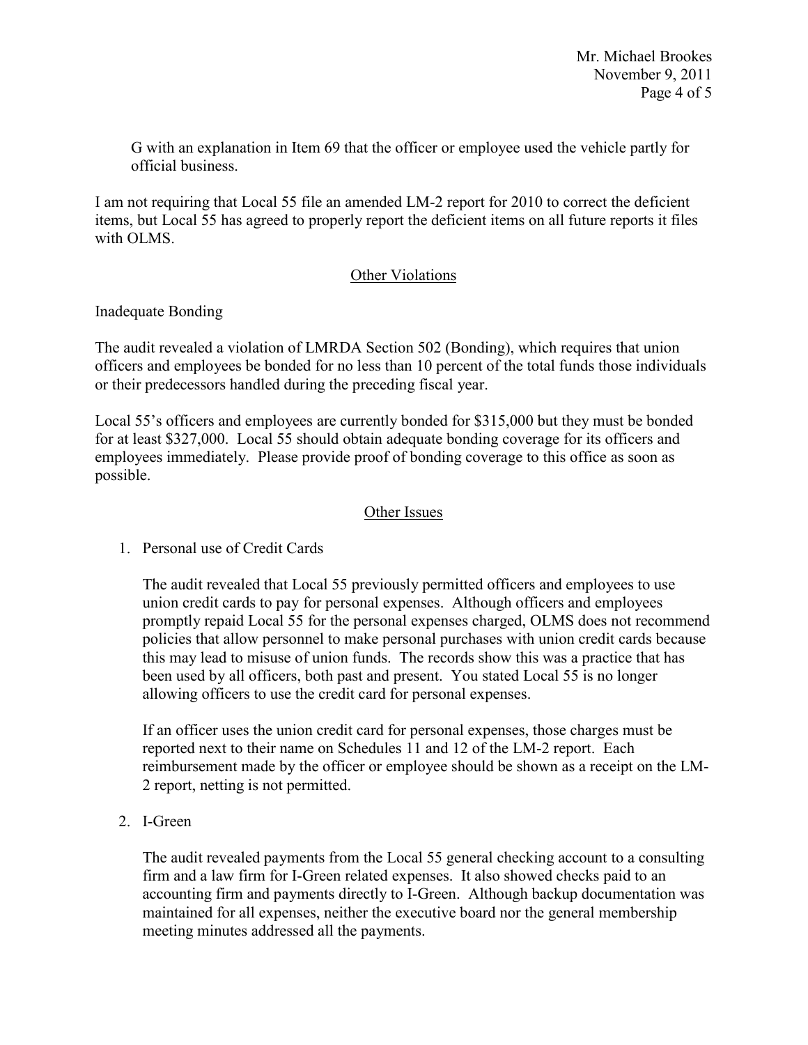G with an explanation in Item 69 that the officer or employee used the vehicle partly for official business.

I am not requiring that Local 55 file an amended LM-2 report for 2010 to correct the deficient items, but Local 55 has agreed to properly report the deficient items on all future reports it files with OLMS.

## Other Violations

Inadequate Bonding

The audit revealed a violation of LMRDA Section 502 (Bonding), which requires that union officers and employees be bonded for no less than 10 percent of the total funds those individuals or their predecessors handled during the preceding fiscal year.

Local 55's officers and employees are currently bonded for $315,000 but they must be bonded for at least $327,000. Local 55 should obtain adequate bonding coverage for its officers and employees immediately. Please provide proof of bonding coverage to this office as soon as possible.

## Other Issues

1. Personal use of Credit Cards

   The audit revealed that Local 55 previously permitted officers and employees to use union credit cards to pay for personal expenses. Although officers and employees promptly repaid Local 55 for the personal expenses charged, OLMS does not recommend policies that allow personnel to make personal purchases with union credit cards because this may lead to misuse of union funds. The records show this was a practice that has been used by all officers, both past and present. You stated Local 55 is no longer allowing officers to use the credit card for personal expenses.

   If an officer uses the union credit card for personal expenses, those charges must be reported next to their name on Schedules 11 and 12 of the LM-2 report. Each reimbursement made by the officer or employee should be shown as a receipt on the LM-2 report, netting is not permitted.

2. I-Green

   The audit revealed payments from the Local 55 general checking account to a consulting firm and a law firm for I-Green related expenses. It also showed checks paid to an accounting firm and payments directly to I-Green. Although backup documentation was maintained for all expenses, neither the executive board nor the general membership meeting minutes addressed all the payments.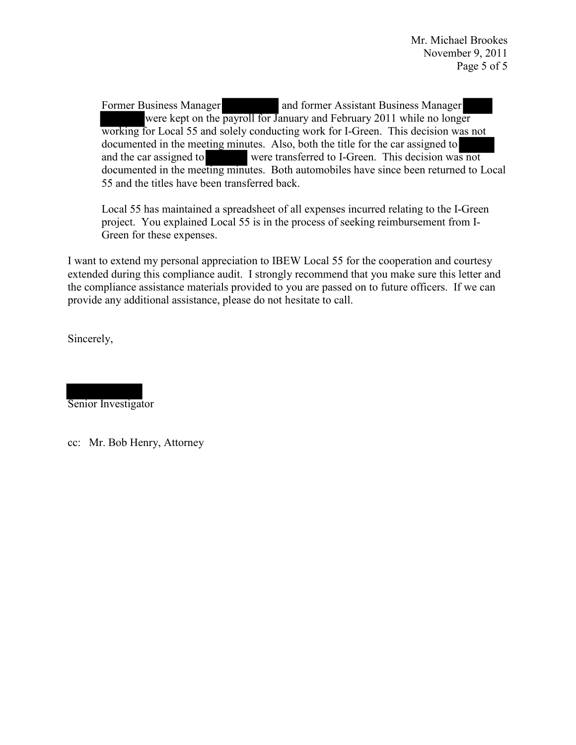Former Business Manager [REDACTED] and former Assistant Business Manager [REDACTED] were kept on the payroll for January and February 2011 while no longer working for Local 55 and solely conducting work for I-Green. This decision was not documented in the meeting minutes. Also, both the title for the car assigned to [REDACTED] and the car assigned to [REDACTED] were transferred to I-Green. This decision was not documented in the meeting minutes. Both automobiles have since been returned to Local 55 and the titles have been transferred back.

Local 55 has maintained a spreadsheet of all expenses incurred relating to the I-Green project. You explained Local 55 is in the process of seeking reimbursement from I-Green for these expenses.

I want to extend my personal appreciation to IBEW Local 55 for the cooperation and courtesy extended during this compliance audit. I strongly recommend that you make sure this letter and the compliance assistance materials provided to you are passed on to future officers. If we can provide any additional assistance, please do not hesitate to call.

Sincerely,

[REDACTED]
Senior Investigator

cc: Mr. Bob Henry, Attorney